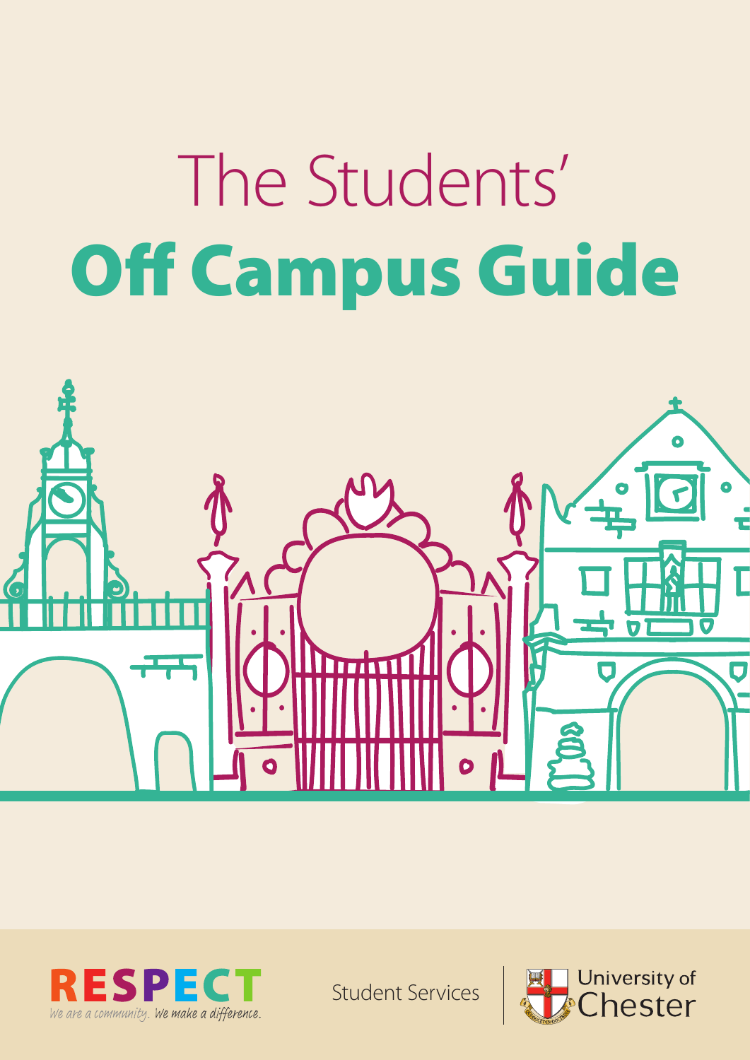# The Students'
# Off Campus Guide

RESPECT
We are a community. We make a difference.

Student Services

University of Chester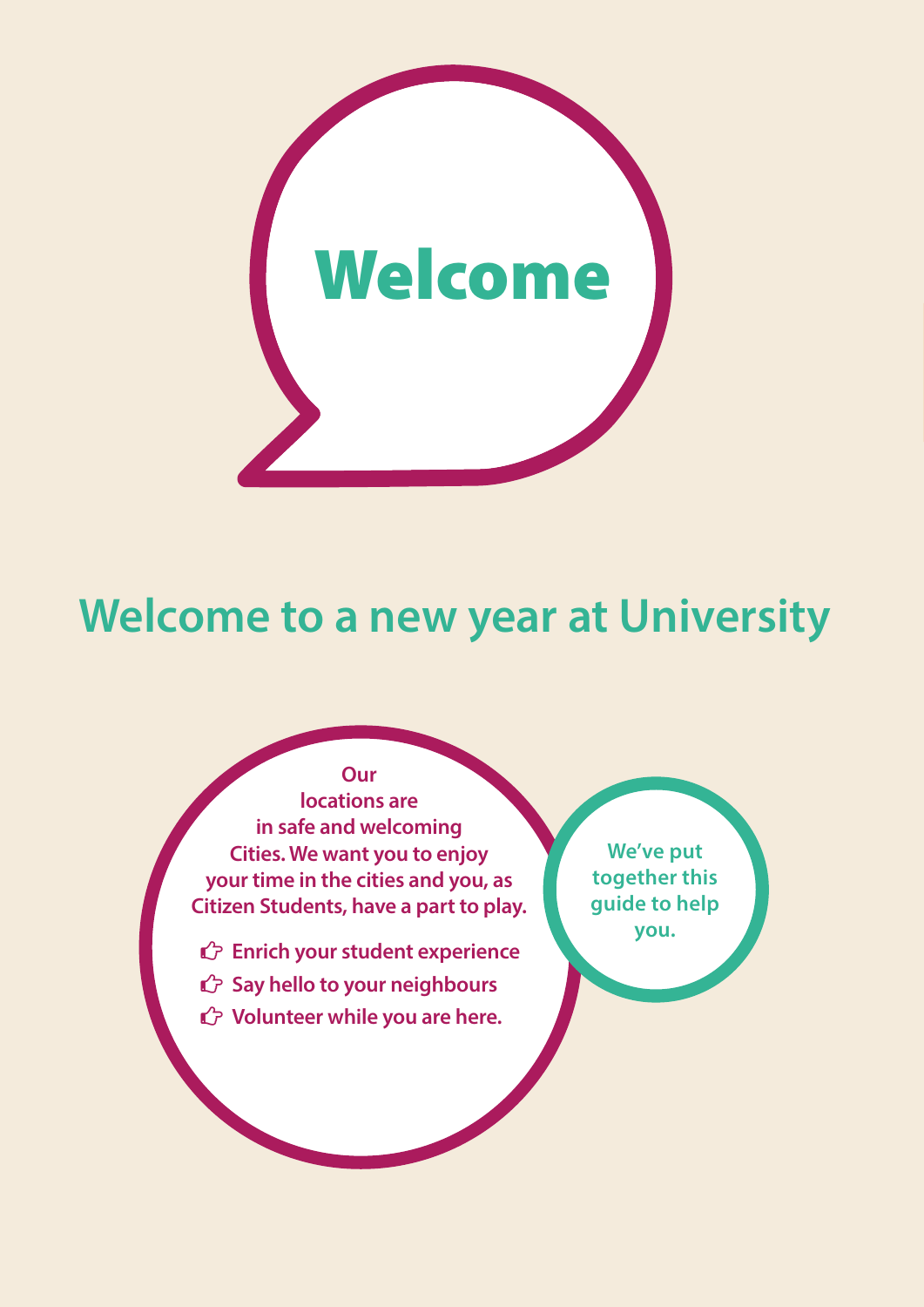# Welcome

## Welcome to a new year at University

**Our locations are in safe and welcoming Cities. We want you to enjoy your time in the cities and you, as Citizen Students, have a part to play.**

- **Enrich your student experience**
- **Say hello to your neighbours**
- **Volunteer while you are here.**

**We've put together this guide to help you.**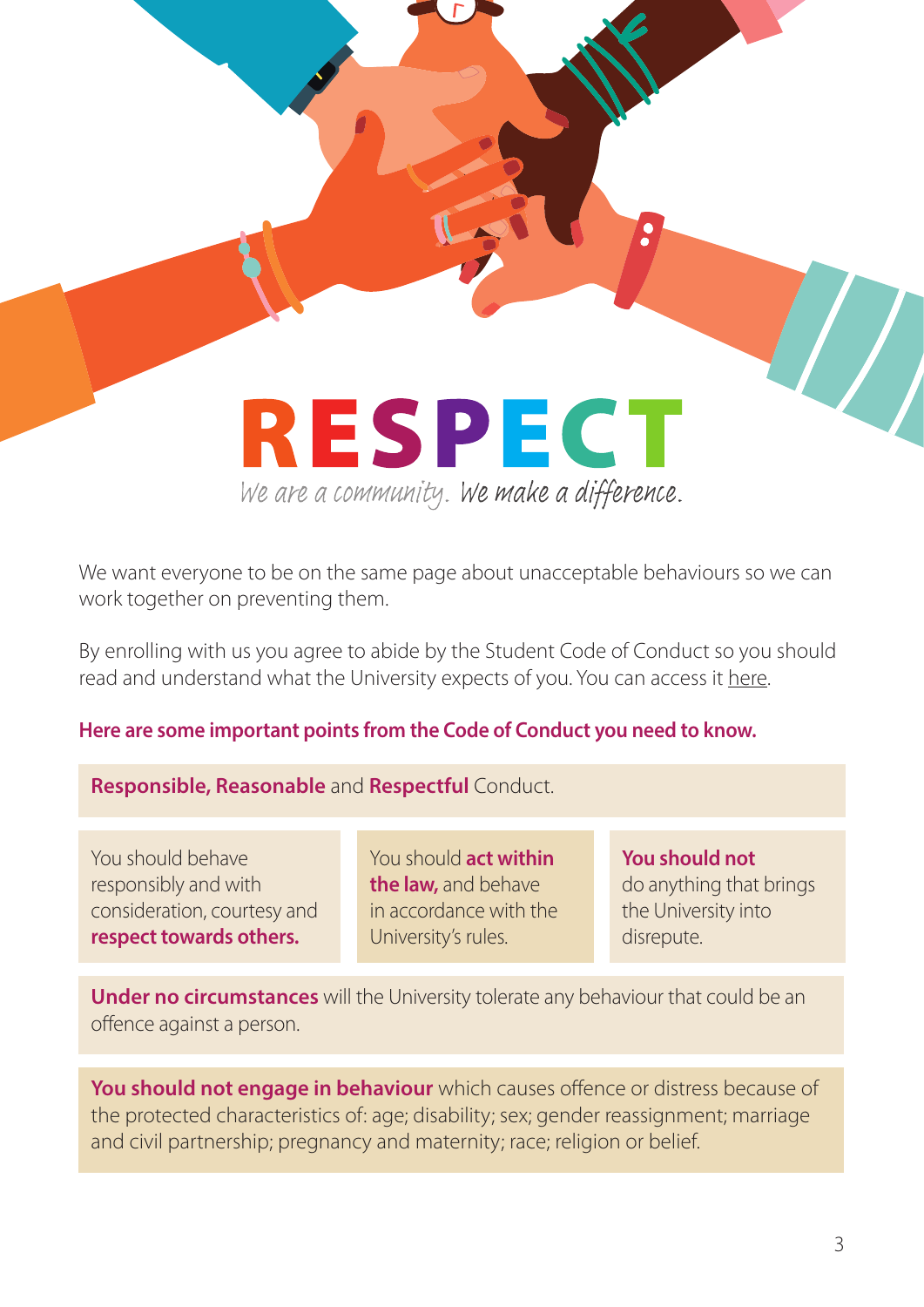# RESPECT

*We are a community. We make a difference.*

We want everyone to be on the same page about unacceptable behaviours so we can work together on preventing them.

By enrolling with us you agree to abide by the Student Code of Conduct so you should read and understand what the University expects of you. You can access it here.

**Here are some important points from the Code of Conduct you need to know.**

**Responsible, Reasonable** and **Respectful** Conduct.

You should behave responsibly and with consideration, courtesy and **respect towards others.**

You should **act within the law,** and behave in accordance with the University's rules.

**You should not** do anything that brings the University into disrepute.

**Under no circumstances** will the University tolerate any behaviour that could be an offence against a person.

**You should not engage in behaviour** which causes offence or distress because of the protected characteristics of: age; disability; sex; gender reassignment; marriage and civil partnership; pregnancy and maternity; race; religion or belief.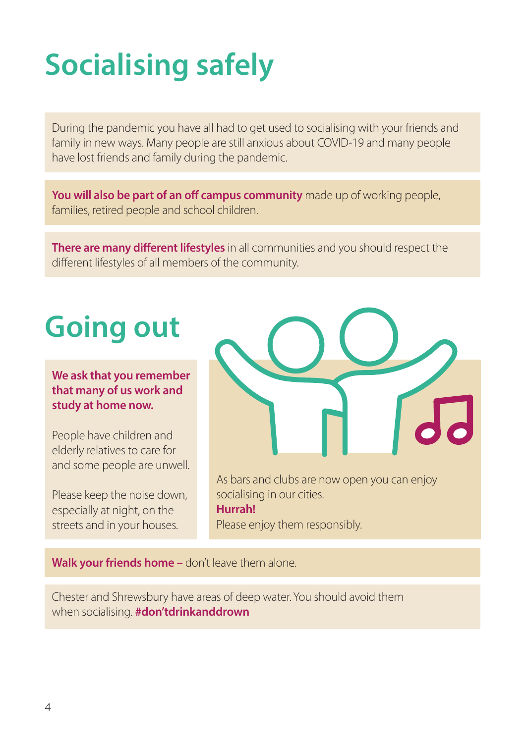# Socialising safely

During the pandemic you have all had to get used to socialising with your friends and family in new ways. Many people are still anxious about COVID-19 and many people have lost friends and family during the pandemic.

**You will also be part of an off campus community** made up of working people, families, retired people and school children.

**There are many different lifestyles** in all communities and you should respect the different lifestyles of all members of the community.

# Going out

**We ask that you remember that many of us work and study at home now.**

People have children and elderly relatives to care for and some people are unwell.

Please keep the noise down, especially at night, on the streets and in your houses.

As bars and clubs are now open you can enjoy socialising in our cities.
**Hurrah!**
Please enjoy them responsibly.

**Walk your friends home –** don't leave them alone.

Chester and Shrewsbury have areas of deep water. You should avoid them when socialising. **#don'tdrinkanddrown**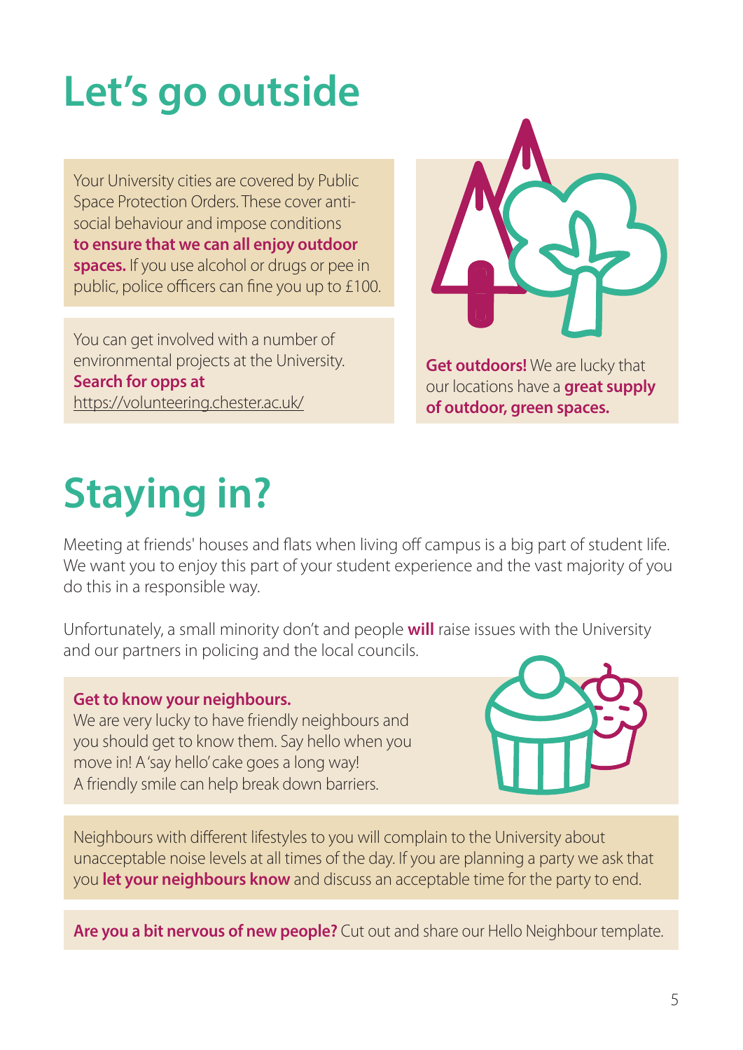# Let's go outside

Your University cities are covered by Public Space Protection Orders. These cover anti-social behaviour and impose conditions **to ensure that we can all enjoy outdoor spaces.** If you use alcohol or drugs or pee in public, police officers can fine you up to £100.

You can get involved with a number of environmental projects at the University. **Search for opps at** https://volunteering.chester.ac.uk/

**Get outdoors!** We are lucky that our locations have a **great supply of outdoor, green spaces.**

# Staying in?

Meeting at friends' houses and flats when living off campus is a big part of student life. We want you to enjoy this part of your student experience and the vast majority of you do this in a responsible way.

Unfortunately, a small minority don't and people **will** raise issues with the University and our partners in policing and the local councils.

**Get to know your neighbours.**
We are very lucky to have friendly neighbours and you should get to know them. Say hello when you move in! A 'say hello' cake goes a long way!
A friendly smile can help break down barriers.

Neighbours with different lifestyles to you will complain to the University about unacceptable noise levels at all times of the day. If you are planning a party we ask that you **let your neighbours know** and discuss an acceptable time for the party to end.

**Are you a bit nervous of new people?** Cut out and share our Hello Neighbour template.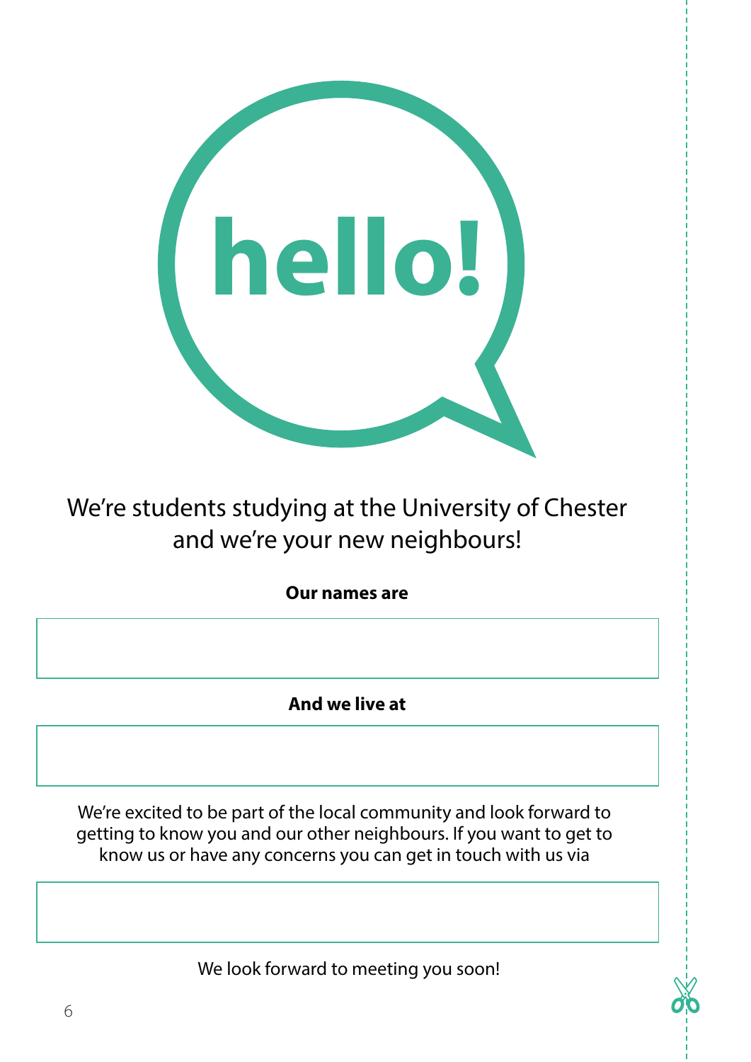# hello!

We're students studying at the University of Chester and we're your new neighbours!

**Our names are**

**And we live at**

We're excited to be part of the local community and look forward to getting to know you and our other neighbours. If you want to get to know us or have any concerns you can get in touch with us via

We look forward to meeting you soon!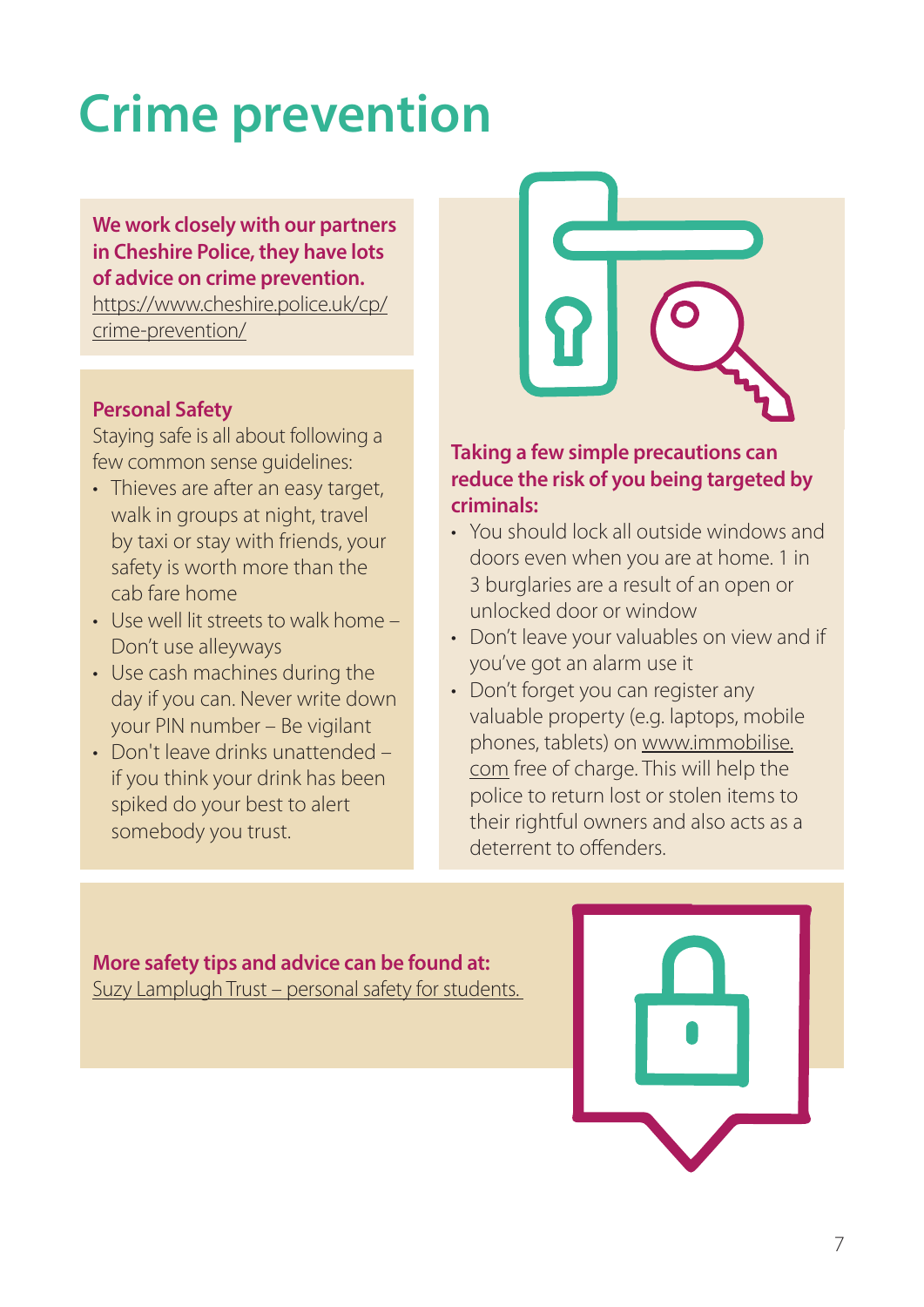# Crime prevention

**We work closely with our partners in Cheshire Police, they have lots of advice on crime prevention.**
https://www.cheshire.police.uk/cp/crime-prevention/

**Personal Safety**

Staying safe is all about following a few common sense guidelines:

- Thieves are after an easy target, walk in groups at night, travel by taxi or stay with friends, your safety is worth more than the cab fare home
- Use well lit streets to walk home – Don't use alleyways
- Use cash machines during the day if you can. Never write down your PIN number – Be vigilant
- Don't leave drinks unattended – if you think your drink has been spiked do your best to alert somebody you trust.

**Taking a few simple precautions can reduce the risk of you being targeted by criminals:**

- You should lock all outside windows and doors even when you are at home. 1 in 3 burglaries are a result of an open or unlocked door or window
- Don't leave your valuables on view and if you've got an alarm use it
- Don't forget you can register any valuable property (e.g. laptops, mobile phones, tablets) on www.immobilise.com free of charge. This will help the police to return lost or stolen items to their rightful owners and also acts as a deterrent to offenders.

**More safety tips and advice can be found at:**
Suzy Lamplugh Trust – personal safety for students.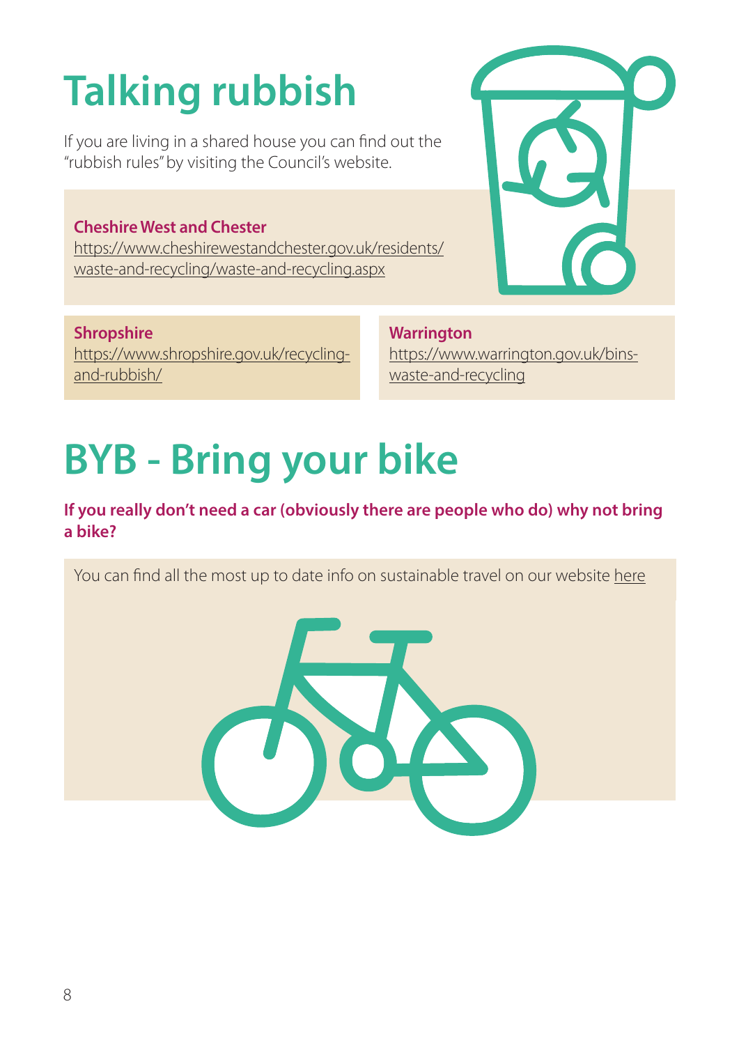# Talking rubbish

If you are living in a shared house you can find out the "rubbish rules" by visiting the Council's website.

**Cheshire West and Chester**
https://www.cheshirewestandchester.gov.uk/residents/waste-and-recycling/waste-and-recycling.aspx

**Shropshire**
https://www.shropshire.gov.uk/recycling-and-rubbish/

**Warrington**
https://www.warrington.gov.uk/bins-waste-and-recycling

# BYB - Bring your bike

**If you really don't need a car (obviously there are people who do) why not bring a bike?**

You can find all the most up to date info on sustainable travel on our website here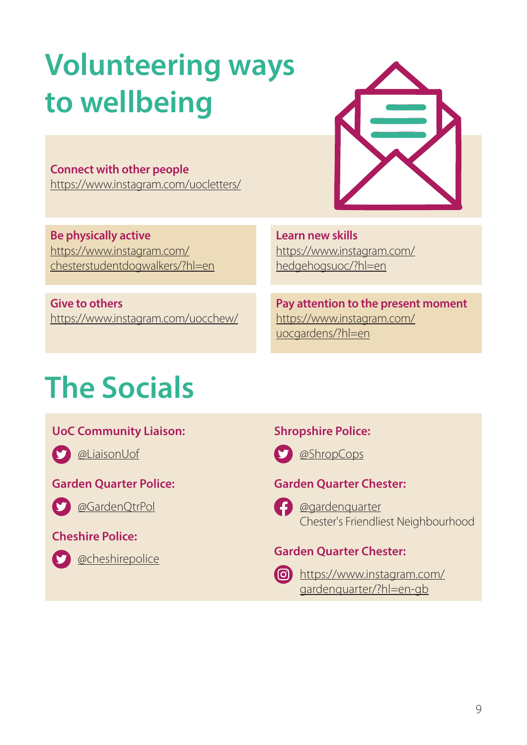# Volunteering ways to wellbeing

**Connect with other people**
https://www.instagram.com/uocletters/

**Be physically active**
https://www.instagram.com/chesterstudentdogwalkers/?hl=en

**Learn new skills**
https://www.instagram.com/hedgehogsuoc/?hl=en

**Give to others**
https://www.instagram.com/uocchew/

**Pay attention to the present moment**
https://www.instagram.com/uocgardens/?hl=en

# The Socials

**UoC Community Liaison:**
@LiaisonUof

**Garden Quarter Police:**
@GardenQtrPol

**Cheshire Police:**
@cheshirepolice

**Shropshire Police:**
@ShropCops

**Garden Quarter Chester:**
@gardenquarter
Chester's Friendliest Neighbourhood

**Garden Quarter Chester:**
https://www.instagram.com/gardenquarter/?hl=en-gb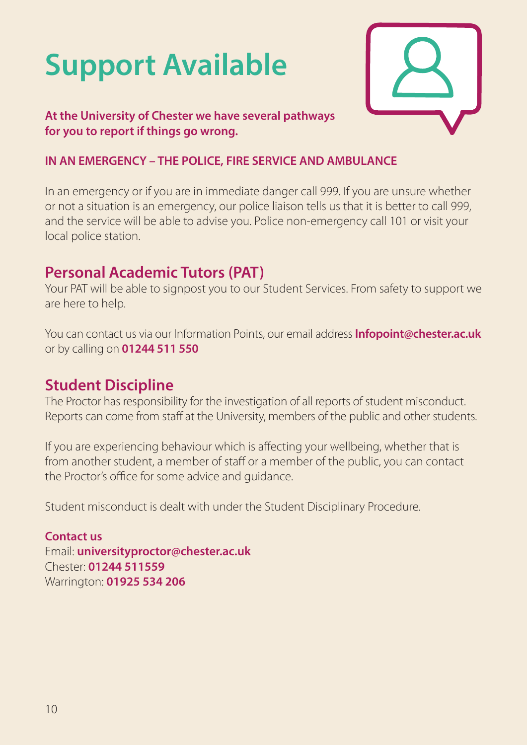# Support Available

**At the University of Chester we have several pathways for you to report if things go wrong.**

**IN AN EMERGENCY – THE POLICE, FIRE SERVICE AND AMBULANCE**

In an emergency or if you are in immediate danger call 999. If you are unsure whether or not a situation is an emergency, our police liaison tells us that it is better to call 999, and the service will be able to advise you. Police non-emergency call 101 or visit your local police station.

## Personal Academic Tutors (PAT)

Your PAT will be able to signpost you to our Student Services. From safety to support we are here to help.

You can contact us via our Information Points, our email address **Infopoint@chester.ac.uk** or by calling on **01244 511 550**

## Student Discipline

The Proctor has responsibility for the investigation of all reports of student misconduct. Reports can come from staff at the University, members of the public and other students.

If you are experiencing behaviour which is affecting your wellbeing, whether that is from another student, a member of staff or a member of the public, you can contact the Proctor's office for some advice and guidance.

Student misconduct is dealt with under the Student Disciplinary Procedure.

**Contact us**
Email: **universityproctor@chester.ac.uk**
Chester: **01244 511559**
Warrington: **01925 534 206**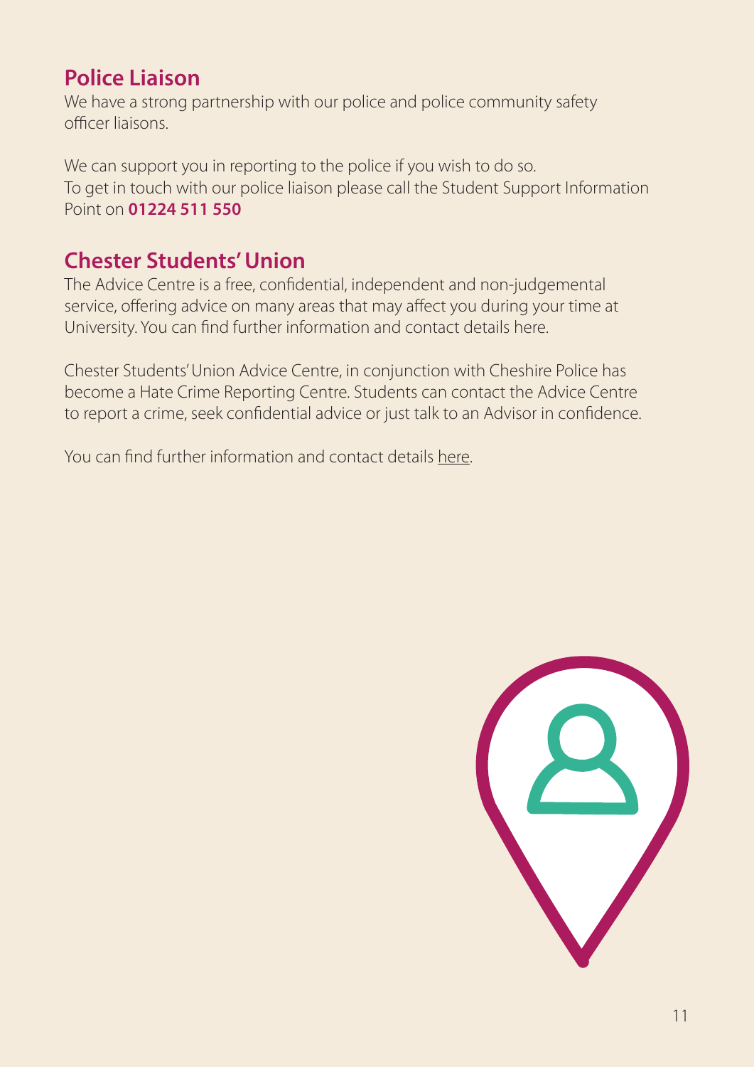## Police Liaison

We have a strong partnership with our police and police community safety officer liaisons.

We can support you in reporting to the police if you wish to do so.
To get in touch with our police liaison please call the Student Support Information Point on **01224 511 550**

## Chester Students' Union

The Advice Centre is a free, confidential, independent and non-judgemental service, offering advice on many areas that may affect you during your time at University. You can find further information and contact details here.

Chester Students' Union Advice Centre, in conjunction with Cheshire Police has become a Hate Crime Reporting Centre. Students can contact the Advice Centre to report a crime, seek confidential advice or just talk to an Advisor in confidence.

You can find further information and contact details here.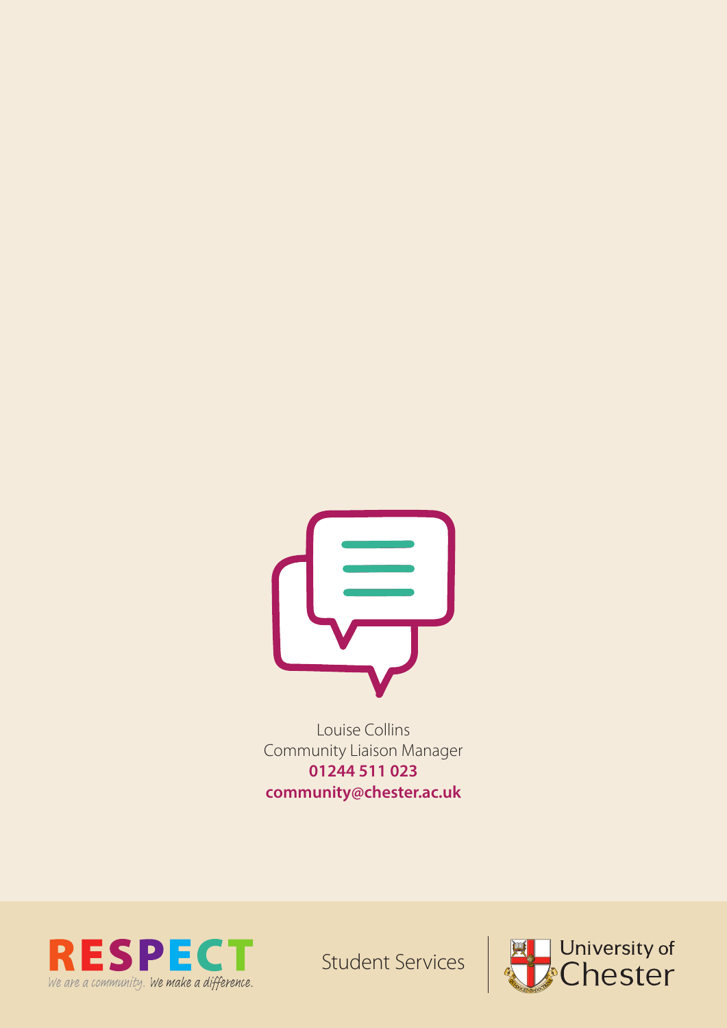Louise Collins
Community Liaison Manager
**01244 511 023**
**community@chester.ac.uk**

RESPECT
*We are a community. We make a difference.*

Student Services

University of Chester